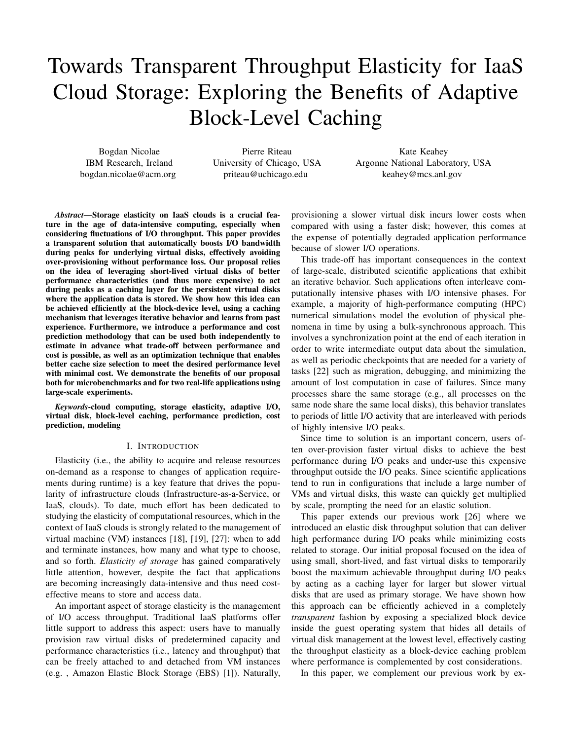# Towards Transparent Throughput Elasticity for IaaS Cloud Storage: Exploring the Benefits of Adaptive Block-Level Caching

Bogdan Nicolae
IBM Research, Ireland
bogdan.nicolae@acm.org

Pierre Riteau
University of Chicago, USA
priteau@uchicago.edu

Kate Keahey
Argonne National Laboratory, USA
keahey@mcs.anl.gov

***Abstract*—Storage elasticity on IaaS clouds is a crucial feature in the age of data-intensive computing, especially when considering fluctuations of I/O throughput. This paper provides a transparent solution that automatically boosts I/O bandwidth during peaks for underlying virtual disks, effectively avoiding over-provisioning without performance loss. Our proposal relies on the idea of leveraging short-lived virtual disks of better performance characteristics (and thus more expensive) to act during peaks as a caching layer for the persistent virtual disks where the application data is stored. We show how this idea can be achieved efficiently at the block-device level, using a caching mechanism that leverages iterative behavior and learns from past experience. Furthermore, we introduce a performance and cost prediction methodology that can be used both independently to estimate in advance what trade-off between performance and cost is possible, as well as an optimization technique that enables better cache size selection to meet the desired performance level with minimal cost. We demonstrate the benefits of our proposal both for microbenchmarks and for two real-life applications using large-scale experiments.**

***Keywords*-cloud computing, storage elasticity, adaptive I/O, virtual disk, block-level caching, performance prediction, cost prediction, modeling**

## I. Introduction

Elasticity (i.e., the ability to acquire and release resources on-demand as a response to changes of application requirements during runtime) is a key feature that drives the popularity of infrastructure clouds (Infrastructure-as-a-Service, or IaaS, clouds). To date, much effort has been dedicated to studying the elasticity of computational resources, which in the context of IaaS clouds is strongly related to the management of virtual machine (VM) instances [18], [19], [27]: when to add and terminate instances, how many and what type to choose, and so forth. *Elasticity of storage* has gained comparatively little attention, however, despite the fact that applications are becoming increasingly data-intensive and thus need cost-effective means to store and access data.

An important aspect of storage elasticity is the management of I/O access throughput. Traditional IaaS platforms offer little support to address this aspect: users have to manually provision raw virtual disks of predetermined capacity and performance characteristics (i.e., latency and throughput) that can be freely attached to and detached from VM instances (e.g. , Amazon Elastic Block Storage (EBS) [1]). Naturally, provisioning a slower virtual disk incurs lower costs when compared with using a faster disk; however, this comes at the expense of potentially degraded application performance because of slower I/O operations.

This trade-off has important consequences in the context of large-scale, distributed scientific applications that exhibit an iterative behavior. Such applications often interleave computationally intensive phases with I/O intensive phases. For example, a majority of high-performance computing (HPC) numerical simulations model the evolution of physical phenomena in time by using a bulk-synchronous approach. This involves a synchronization point at the end of each iteration in order to write intermediate output data about the simulation, as well as periodic checkpoints that are needed for a variety of tasks [22] such as migration, debugging, and minimizing the amount of lost computation in case of failures. Since many processes share the same storage (e.g., all processes on the same node share the same local disks), this behavior translates to periods of little I/O activity that are interleaved with periods of highly intensive I/O peaks.

Since time to solution is an important concern, users often over-provision faster virtual disks to achieve the best performance during I/O peaks and under-use this expensive throughput outside the I/O peaks. Since scientific applications tend to run in configurations that include a large number of VMs and virtual disks, this waste can quickly get multiplied by scale, prompting the need for an elastic solution.

This paper extends our previous work [26] where we introduced an elastic disk throughput solution that can deliver high performance during I/O peaks while minimizing costs related to storage. Our initial proposal focused on the idea of using small, short-lived, and fast virtual disks to temporarily boost the maximum achievable throughput during I/O peaks by acting as a caching layer for larger but slower virtual disks that are used as primary storage. We have shown how this approach can be efficiently achieved in a completely *transparent* fashion by exposing a specialized block device inside the guest operating system that hides all details of virtual disk management at the lowest level, effectively casting the throughput elasticity as a block-device caching problem where performance is complemented by cost considerations.

In this paper, we complement our previous work by ex-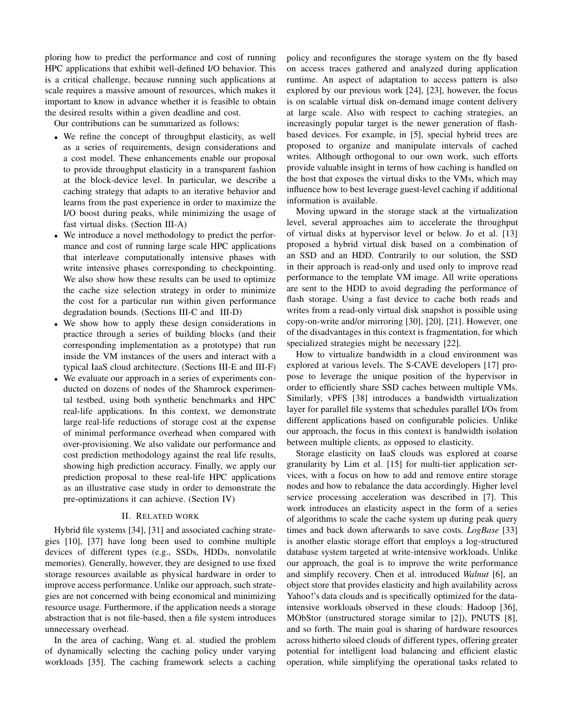ploring how to predict the performance and cost of running HPC applications that exhibit well-defined I/O behavior. This is a critical challenge, because running such applications at scale requires a massive amount of resources, which makes it important to know in advance whether it is feasible to obtain the desired results within a given deadline and cost.

Our contributions can be summarized as follows:

- We refine the concept of throughput elasticity, as well as a series of requirements, design considerations and a cost model. These enhancements enable our proposal to provide throughput elasticity in a transparent fashion at the block-device level. In particular, we describe a caching strategy that adapts to an iterative behavior and learns from the past experience in order to maximize the I/O boost during peaks, while minimizing the usage of fast virtual disks. (Section III-A)
- We introduce a novel methodology to predict the performance and cost of running large scale HPC applications that interleave computationally intensive phases with write intensive phases corresponding to checkpointing. We also show how these results can be used to optimize the cache size selection strategy in order to minimize the cost for a particular run within given performance degradation bounds. (Sections III-C and III-D)
- We show how to apply these design considerations in practice through a series of building blocks (and their corresponding implementation as a prototype) that run inside the VM instances of the users and interact with a typical IaaS cloud architecture. (Sections III-E and III-F)
- We evaluate our approach in a series of experiments conducted on dozens of nodes of the Shamrock experimental testbed, using both synthetic benchmarks and HPC real-life applications. In this context, we demonstrate large real-life reductions of storage cost at the expense of minimal performance overhead when compared with over-provisioning. We also validate our performance and cost prediction methodology against the real life results, showing high prediction accuracy. Finally, we apply our prediction proposal to these real-life HPC applications as an illustrative case study in order to demonstrate the pre-optimizations it can achieve. (Section IV)

## II. Related work

Hybrid file systems [34], [31] and associated caching strategies [10], [37] have long been used to combine multiple devices of different types (e.g., SSDs, HDDs, nonvolatile memories). Generally, however, they are designed to use fixed storage resources available as physical hardware in order to improve access performance. Unlike our approach, such strategies are not concerned with being economical and minimizing resource usage. Furthermore, if the application needs a storage abstraction that is not file-based, then a file system introduces unnecessary overhead.

In the area of caching, Wang et. al. studied the problem of dynamically selecting the caching policy under varying workloads [35]. The caching framework selects a caching policy and reconfigures the storage system on the fly based on access traces gathered and analyzed during application runtime. An aspect of adaptation to access pattern is also explored by our previous work [24], [23], however, the focus is on scalable virtual disk on-demand image content delivery at large scale. Also with respect to caching strategies, an increasingly popular target is the newer generation of flash-based devices. For example, in [5], special hybrid trees are proposed to organize and manipulate intervals of cached writes. Although orthogonal to our own work, such efforts provide valuable insight in terms of how caching is handled on the host that exposes the virtual disks to the VMs, which may influence how to best leverage guest-level caching if additional information is available.

Moving upward in the storage stack at the virtualization level, several approaches aim to accelerate the throughput of virtual disks at hypervisor level or below. Jo et al. [13] proposed a hybrid virtual disk based on a combination of an SSD and an HDD. Contrarily to our solution, the SSD in their approach is read-only and used only to improve read performance to the template VM image. All write operations are sent to the HDD to avoid degrading the performance of flash storage. Using a fast device to cache both reads and writes from a read-only virtual disk snapshot is possible using copy-on-write and/or mirroring [30], [20], [21]. However, one of the disadvantages in this context is fragmentation, for which specialized strategies might be necessary [22].

How to virtualize bandwidth in a cloud environment was explored at various levels. The S-CAVE developers [17] propose to leverage the unique position of the hypervisor in order to efficiently share SSD caches between multiple VMs. Similarly, vPFS [38] introduces a bandwidth virtualization layer for parallel file systems that schedules parallel I/Os from different applications based on configurable policies. Unlike our approach, the focus in this context is bandwidth isolation between multiple clients, as opposed to elasticity.

Storage elasticity on IaaS clouds was explored at coarse granularity by Lim et al. [15] for multi-tier application services, with a focus on how to add and remove entire storage nodes and how to rebalance the data accordingly. Higher level service processing acceleration was described in [7]. This work introduces an elasticity aspect in the form of a series of algorithms to scale the cache system up during peak query times and back down afterwards to save costs. *LogBase* [33] is another elastic storage effort that employs a log-structured database system targeted at write-intensive workloads. Unlike our approach, the goal is to improve the write performance and simplify recovery. Chen et al. introduced *Walnut* [6], an object store that provides elasticity and high availability across Yahoo!'s data clouds and is specifically optimized for the data-intensive workloads observed in these clouds: Hadoop [36], MObStor (unstructured storage similar to [2]), PNUTS [8], and so forth. The main goal is sharing of hardware resources across hitherto siloed clouds of different types, offering greater potential for intelligent load balancing and efficient elastic operation, while simplifying the operational tasks related to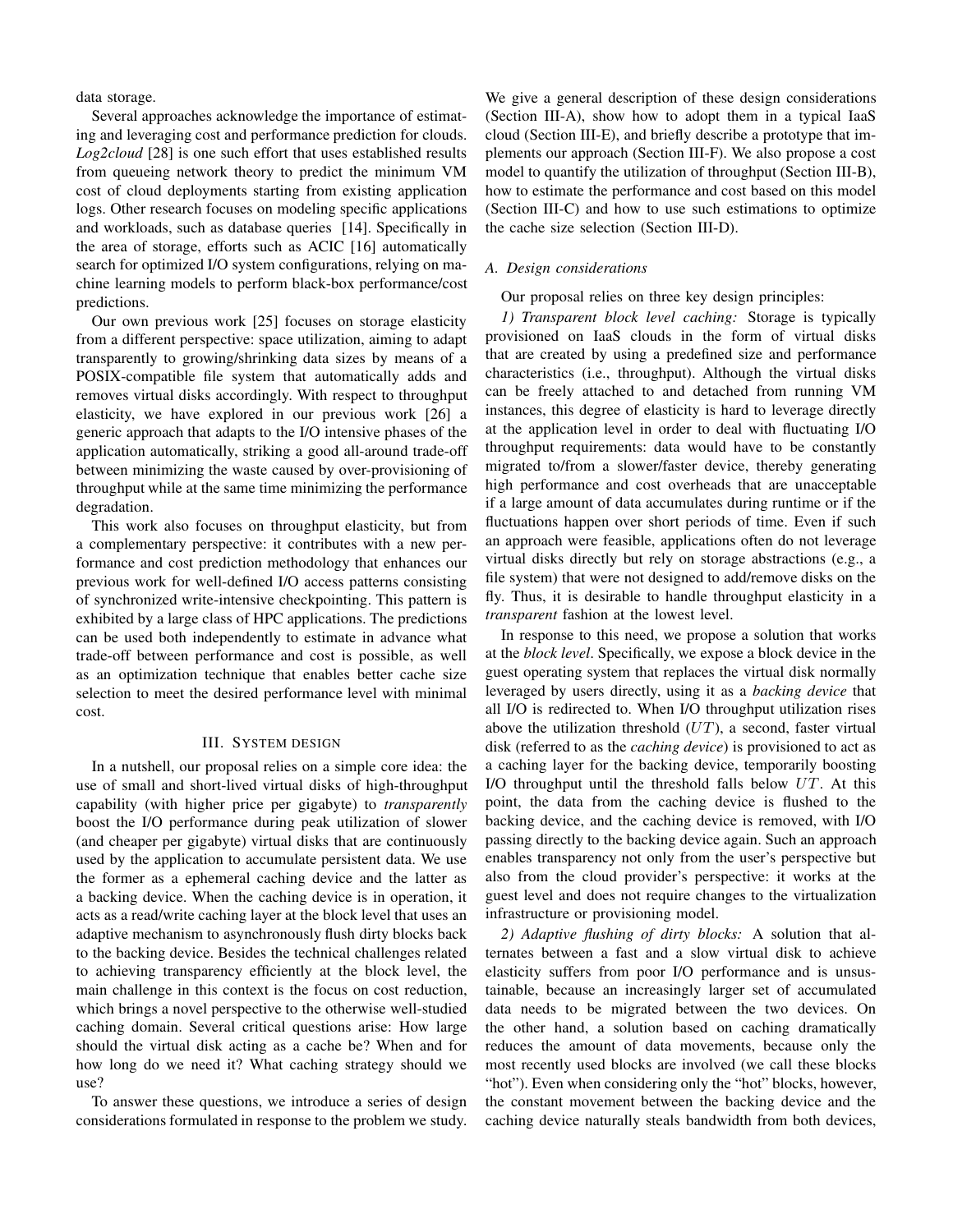data storage.

Several approaches acknowledge the importance of estimating and leveraging cost and performance prediction for clouds. *Log2cloud* [28] is one such effort that uses established results from queueing network theory to predict the minimum VM cost of cloud deployments starting from existing application logs. Other research focuses on modeling specific applications and workloads, such as database queries [14]. Specifically in the area of storage, efforts such as ACIC [16] automatically search for optimized I/O system configurations, relying on machine learning models to perform black-box performance/cost predictions.

Our own previous work [25] focuses on storage elasticity from a different perspective: space utilization, aiming to adapt transparently to growing/shrinking data sizes by means of a POSIX-compatible file system that automatically adds and removes virtual disks accordingly. With respect to throughput elasticity, we have explored in our previous work [26] a generic approach that adapts to the I/O intensive phases of the application automatically, striking a good all-around trade-off between minimizing the waste caused by over-provisioning of throughput while at the same time minimizing the performance degradation.

This work also focuses on throughput elasticity, but from a complementary perspective: it contributes with a new performance and cost prediction methodology that enhances our previous work for well-defined I/O access patterns consisting of synchronized write-intensive checkpointing. This pattern is exhibited by a large class of HPC applications. The predictions can be used both independently to estimate in advance what trade-off between performance and cost is possible, as well as an optimization technique that enables better cache size selection to meet the desired performance level with minimal cost.

## III. System design

In a nutshell, our proposal relies on a simple core idea: the use of small and short-lived virtual disks of high-throughput capability (with higher price per gigabyte) to *transparently* boost the I/O performance during peak utilization of slower (and cheaper per gigabyte) virtual disks that are continuously used by the application to accumulate persistent data. We use the former as a ephemeral caching device and the latter as a backing device. When the caching device is in operation, it acts as a read/write caching layer at the block level that uses an adaptive mechanism to asynchronously flush dirty blocks back to the backing device. Besides the technical challenges related to achieving transparency efficiently at the block level, the main challenge in this context is the focus on cost reduction, which brings a novel perspective to the otherwise well-studied caching domain. Several critical questions arise: How large should the virtual disk acting as a cache be? When and for how long do we need it? What caching strategy should we use?

To answer these questions, we introduce a series of design considerations formulated in response to the problem we study. We give a general description of these design considerations (Section III-A), show how to adopt them in a typical IaaS cloud (Section III-E), and briefly describe a prototype that implements our approach (Section III-F). We also propose a cost model to quantify the utilization of throughput (Section III-B), how to estimate the performance and cost based on this model (Section III-C) and how to use such estimations to optimize the cache size selection (Section III-D).

### A. Design considerations

Our proposal relies on three key design principles:

*1) Transparent block level caching:* Storage is typically provisioned on IaaS clouds in the form of virtual disks that are created by using a predefined size and performance characteristics (i.e., throughput). Although the virtual disks can be freely attached to and detached from running VM instances, this degree of elasticity is hard to leverage directly at the application level in order to deal with fluctuating I/O throughput requirements: data would have to be constantly migrated to/from a slower/faster device, thereby generating high performance and cost overheads that are unacceptable if a large amount of data accumulates during runtime or if the fluctuations happen over short periods of time. Even if such an approach were feasible, applications often do not leverage virtual disks directly but rely on storage abstractions (e.g., a file system) that were not designed to add/remove disks on the fly. Thus, it is desirable to handle throughput elasticity in a *transparent* fashion at the lowest level.

In response to this need, we propose a solution that works at the *block level*. Specifically, we expose a block device in the guest operating system that replaces the virtual disk normally leveraged by users directly, using it as a *backing device* that all I/O is redirected to. When I/O throughput utilization rises above the utilization threshold ($UT$), a second, faster virtual disk (referred to as the *caching device*) is provisioned to act as a caching layer for the backing device, temporarily boosting I/O throughput until the threshold falls below $UT$. At this point, the data from the caching device is flushed to the backing device, and the caching device is removed, with I/O passing directly to the backing device again. Such an approach enables transparency not only from the user's perspective but also from the cloud provider's perspective: it works at the guest level and does not require changes to the virtualization infrastructure or provisioning model.

*2) Adaptive flushing of dirty blocks:* A solution that alternates between a fast and a slow virtual disk to achieve elasticity suffers from poor I/O performance and is unsustainable, because an increasingly larger set of accumulated data needs to be migrated between the two devices. On the other hand, a solution based on caching dramatically reduces the amount of data movements, because only the most recently used blocks are involved (we call these blocks "hot"). Even when considering only the "hot" blocks, however, the constant movement between the backing device and the caching device naturally steals bandwidth from both devices,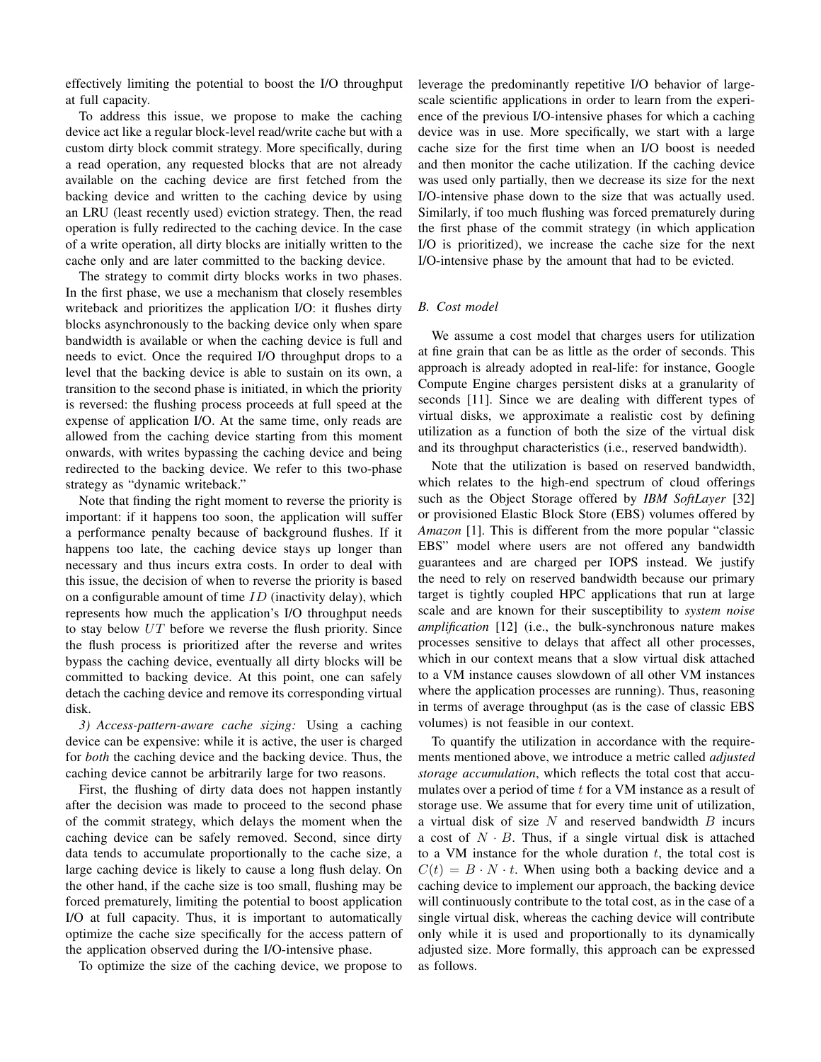effectively limiting the potential to boost the I/O throughput at full capacity.

To address this issue, we propose to make the caching device act like a regular block-level read/write cache but with a custom dirty block commit strategy. More specifically, during a read operation, any requested blocks that are not already available on the caching device are first fetched from the backing device and written to the caching device by using an LRU (least recently used) eviction strategy. Then, the read operation is fully redirected to the caching device. In the case of a write operation, all dirty blocks are initially written to the cache only and are later committed to the backing device.

The strategy to commit dirty blocks works in two phases. In the first phase, we use a mechanism that closely resembles writeback and prioritizes the application I/O: it flushes dirty blocks asynchronously to the backing device only when spare bandwidth is available or when the caching device is full and needs to evict. Once the required I/O throughput drops to a level that the backing device is able to sustain on its own, a transition to the second phase is initiated, in which the priority is reversed: the flushing process proceeds at full speed at the expense of application I/O. At the same time, only reads are allowed from the caching device starting from this moment onwards, with writes bypassing the caching device and being redirected to the backing device. We refer to this two-phase strategy as "dynamic writeback."

Note that finding the right moment to reverse the priority is important: if it happens too soon, the application will suffer a performance penalty because of background flushes. If it happens too late, the caching device stays up longer than necessary and thus incurs extra costs. In order to deal with this issue, the decision of when to reverse the priority is based on a configurable amount of time $ID$ (inactivity delay), which represents how much the application's I/O throughput needs to stay below $UT$ before we reverse the flush priority. Since the flush process is prioritized after the reverse and writes bypass the caching device, eventually all dirty blocks will be committed to backing device. At this point, one can safely detach the caching device and remove its corresponding virtual disk.

*3) Access-pattern-aware cache sizing:* Using a caching device can be expensive: while it is active, the user is charged for *both* the caching device and the backing device. Thus, the caching device cannot be arbitrarily large for two reasons.

First, the flushing of dirty data does not happen instantly after the decision was made to proceed to the second phase of the commit strategy, which delays the moment when the caching device can be safely removed. Second, since dirty data tends to accumulate proportionally to the cache size, a large caching device is likely to cause a long flush delay. On the other hand, if the cache size is too small, flushing may be forced prematurely, limiting the potential to boost application I/O at full capacity. Thus, it is important to automatically optimize the cache size specifically for the access pattern of the application observed during the I/O-intensive phase.

To optimize the size of the caching device, we propose to leverage the predominantly repetitive I/O behavior of large-scale scientific applications in order to learn from the experience of the previous I/O-intensive phases for which a caching device was in use. More specifically, we start with a large cache size for the first time when an I/O boost is needed and then monitor the cache utilization. If the caching device was used only partially, then we decrease its size for the next I/O-intensive phase down to the size that was actually used. Similarly, if too much flushing was forced prematurely during the first phase of the commit strategy (in which application I/O is prioritized), we increase the cache size for the next I/O-intensive phase by the amount that had to be evicted.

### B. Cost model

We assume a cost model that charges users for utilization at fine grain that can be as little as the order of seconds. This approach is already adopted in real-life: for instance, Google Compute Engine charges persistent disks at a granularity of seconds [11]. Since we are dealing with different types of virtual disks, we approximate a realistic cost by defining utilization as a function of both the size of the virtual disk and its throughput characteristics (i.e., reserved bandwidth).

Note that the utilization is based on reserved bandwidth, which relates to the high-end spectrum of cloud offerings such as the Object Storage offered by *IBM SoftLayer* [32] or provisioned Elastic Block Store (EBS) volumes offered by *Amazon* [1]. This is different from the more popular "classic EBS" model where users are not offered any bandwidth guarantees and are charged per IOPS instead. We justify the need to rely on reserved bandwidth because our primary target is tightly coupled HPC applications that run at large scale and are known for their susceptibility to *system noise amplification* [12] (i.e., the bulk-synchronous nature makes processes sensitive to delays that affect all other processes, which in our context means that a slow virtual disk attached to a VM instance causes slowdown of all other VM instances where the application processes are running). Thus, reasoning in terms of average throughput (as is the case of classic EBS volumes) is not feasible in our context.

To quantify the utilization in accordance with the requirements mentioned above, we introduce a metric called *adjusted storage accumulation*, which reflects the total cost that accumulates over a period of time $t$ for a VM instance as a result of storage use. We assume that for every time unit of utilization, a virtual disk of size $N$ and reserved bandwidth $B$ incurs a cost of $N \cdot B$. Thus, if a single virtual disk is attached to a VM instance for the whole duration $t$, the total cost is $C(t) = B \cdot N \cdot t$. When using both a backing device and a caching device to implement our approach, the backing device will continuously contribute to the total cost, as in the case of a single virtual disk, whereas the caching device will contribute only while it is used and proportionally to its dynamically adjusted size. More formally, this approach can be expressed as follows.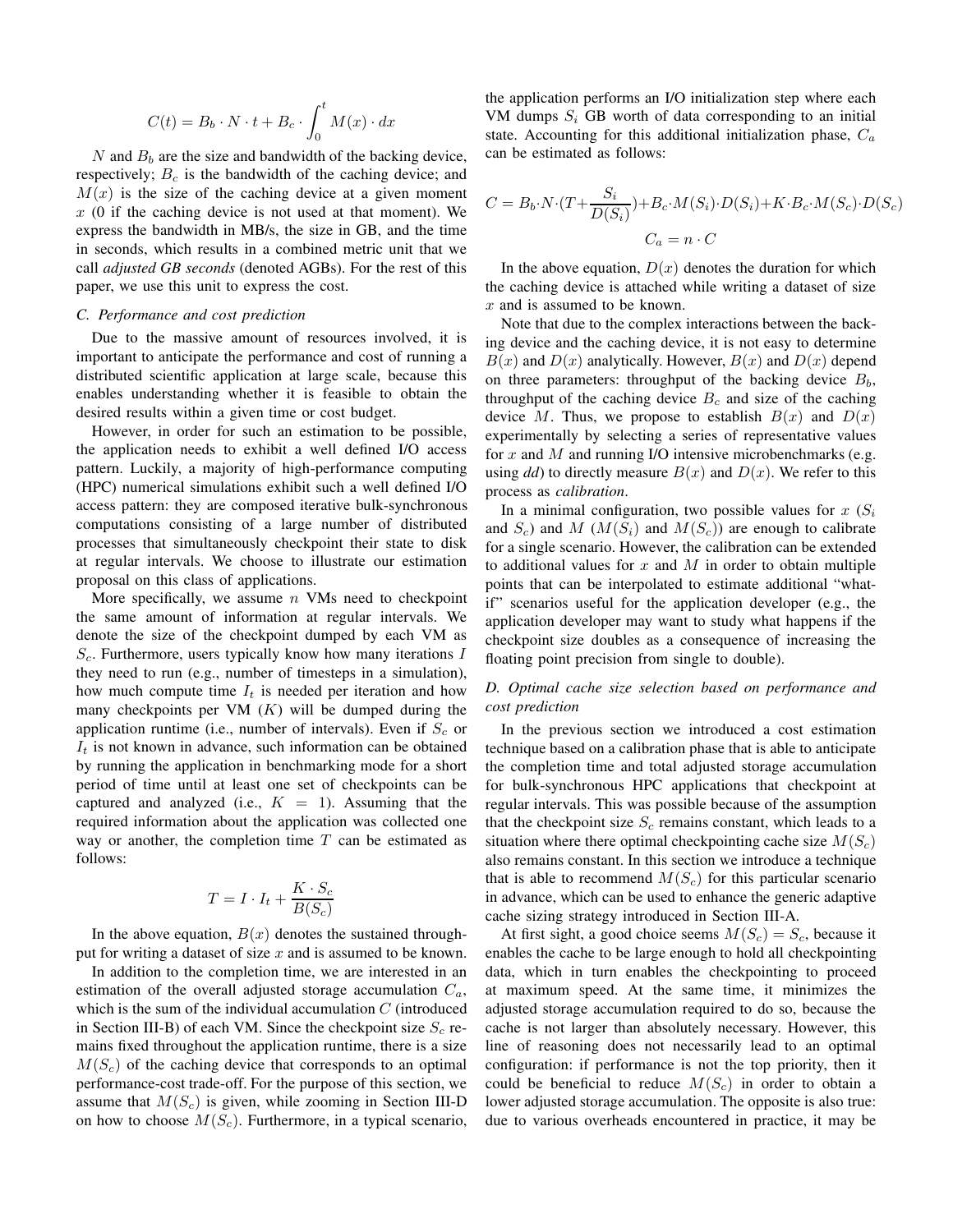$$C(t) = B_b \cdot N \cdot t + B_c \cdot \int_0^t M(x) \cdot dx$$

$N$ and $B_b$ are the size and bandwidth of the backing device, respectively; $B_c$ is the bandwidth of the caching device; and $M(x)$ is the size of the caching device at a given moment $x$ (0 if the caching device is not used at that moment). We express the bandwidth in MB/s, the size in GB, and the time in seconds, which results in a combined metric unit that we call *adjusted GB seconds* (denoted AGBs). For the rest of this paper, we use this unit to express the cost.

### C. Performance and cost prediction

Due to the massive amount of resources involved, it is important to anticipate the performance and cost of running a distributed scientific application at large scale, because this enables understanding whether it is feasible to obtain the desired results within a given time or cost budget.

However, in order for such an estimation to be possible, the application needs to exhibit a well defined I/O access pattern. Luckily, a majority of high-performance computing (HPC) numerical simulations exhibit such a well defined I/O access pattern: they are composed iterative bulk-synchronous computations consisting of a large number of distributed processes that simultaneously checkpoint their state to disk at regular intervals. We choose to illustrate our estimation proposal on this class of applications.

More specifically, we assume $n$ VMs need to checkpoint the same amount of information at regular intervals. We denote the size of the checkpoint dumped by each VM as $S_c$. Furthermore, users typically know how many iterations $I$ they need to run (e.g., number of timesteps in a simulation), how much compute time $I_t$ is needed per iteration and how many checkpoints per VM ($K$) will be dumped during the application runtime (i.e., number of intervals). Even if $S_c$ or $I_t$ is not known in advance, such information can be obtained by running the application in benchmarking mode for a short period of time until at least one set of checkpoints can be captured and analyzed (i.e., $K = 1$). Assuming that the required information about the application was collected one way or another, the completion time $T$ can be estimated as follows:

$$T = I \cdot I_t + \frac{K \cdot S_c}{B(S_c)}$$

In the above equation, $B(x)$ denotes the sustained throughput for writing a dataset of size $x$ and is assumed to be known.

In addition to the completion time, we are interested in an estimation of the overall adjusted storage accumulation $C_a$, which is the sum of the individual accumulation $C$ (introduced in Section III-B) of each VM. Since the checkpoint size $S_c$ remains fixed throughout the application runtime, there is a size $M(S_c)$ of the caching device that corresponds to an optimal performance-cost trade-off. For the purpose of this section, we assume that $M(S_c)$ is given, while zooming in Section III-D on how to choose $M(S_c)$. Furthermore, in a typical scenario, the application performs an I/O initialization step where each VM dumps $S_i$ GB worth of data corresponding to an initial state. Accounting for this additional initialization phase, $C_a$ can be estimated as follows:

$$C = B_b \cdot N \cdot (T + \frac{S_i}{D(S_i)}) + B_c \cdot M(S_i) \cdot D(S_i) + K \cdot B_c \cdot M(S_c) \cdot D(S_c)$$

$$C_a = n \cdot C$$

In the above equation, $D(x)$ denotes the duration for which the caching device is attached while writing a dataset of size $x$ and is assumed to be known.

Note that due to the complex interactions between the backing device and the caching device, it is not easy to determine $B(x)$ and $D(x)$ analytically. However, $B(x)$ and $D(x)$ depend on three parameters: throughput of the backing device $B_b$, throughput of the caching device $B_c$ and size of the caching device $M$. Thus, we propose to establish $B(x)$ and $D(x)$ experimentally by selecting a series of representative values for $x$ and $M$ and running I/O intensive microbenchmarks (e.g. using *dd*) to directly measure $B(x)$ and $D(x)$. We refer to this process as *calibration*.

In a minimal configuration, two possible values for $x$ ($S_i$ and $S_c$) and $M$ ($M(S_i)$ and $M(S_c)$) are enough to calibrate for a single scenario. However, the calibration can be extended to additional values for $x$ and $M$ in order to obtain multiple points that can be interpolated to estimate additional "what-if" scenarios useful for the application developer (e.g., the application developer may want to study what happens if the checkpoint size doubles as a consequence of increasing the floating point precision from single to double).

### D. Optimal cache size selection based on performance and cost prediction

In the previous section we introduced a cost estimation technique based on a calibration phase that is able to anticipate the completion time and total adjusted storage accumulation for bulk-synchronous HPC applications that checkpoint at regular intervals. This was possible because of the assumption that the checkpoint size $S_c$ remains constant, which leads to a situation where there optimal checkpointing cache size $M(S_c)$ also remains constant. In this section we introduce a technique that is able to recommend $M(S_c)$ for this particular scenario in advance, which can be used to enhance the generic adaptive cache sizing strategy introduced in Section III-A.

At first sight, a good choice seems $M(S_c) = S_c$, because it enables the cache to be large enough to hold all checkpointing data, which in turn enables the checkpointing to proceed at maximum speed. At the same time, it minimizes the adjusted storage accumulation required to do so, because the cache is not larger than absolutely necessary. However, this line of reasoning does not necessarily lead to an optimal configuration: if performance is not the top priority, then it could be beneficial to reduce $M(S_c)$ in order to obtain a lower adjusted storage accumulation. The opposite is also true: due to various overheads encountered in practice, it may be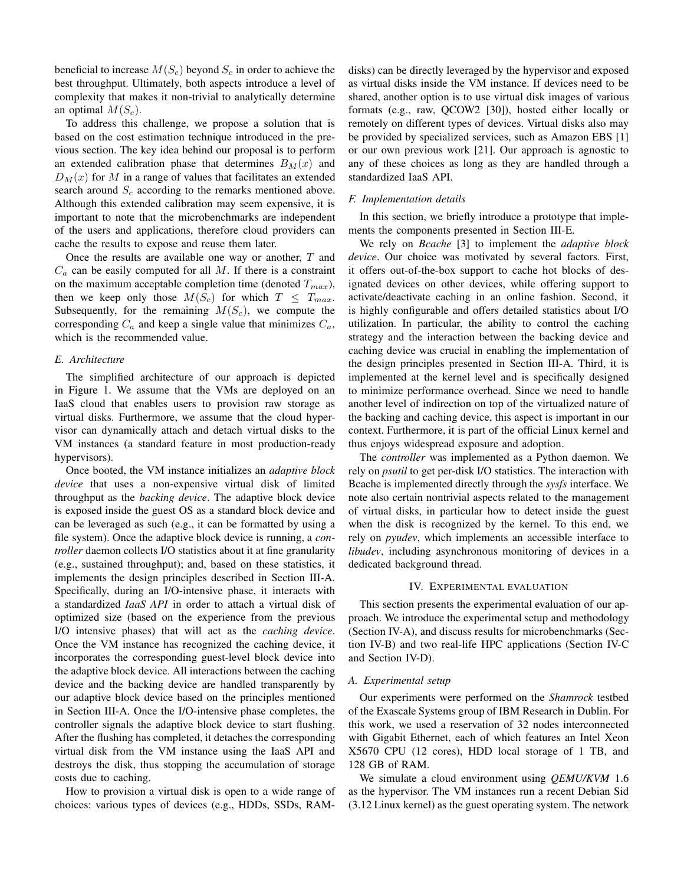beneficial to increase $M(S_c)$ beyond $S_c$ in order to achieve the best throughput. Ultimately, both aspects introduce a level of complexity that makes it non-trivial to analytically determine an optimal $M(S_c)$.

To address this challenge, we propose a solution that is based on the cost estimation technique introduced in the previous section. The key idea behind our proposal is to perform an extended calibration phase that determines $B_M(x)$ and $D_M(x)$ for $M$ in a range of values that facilitates an extended search around $S_c$ according to the remarks mentioned above. Although this extended calibration may seem expensive, it is important to note that the microbenchmarks are independent of the users and applications, therefore cloud providers can cache the results to expose and reuse them later.

Once the results are available one way or another, $T$ and $C_a$ can be easily computed for all $M$. If there is a constraint on the maximum acceptable completion time (denoted $T_{max}$), then we keep only those $M(S_c)$ for which $T \leq T_{max}$. Subsequently, for the remaining $M(S_c)$, we compute the corresponding $C_a$ and keep a single value that minimizes $C_a$, which is the recommended value.

### E. Architecture

The simplified architecture of our approach is depicted in Figure 1. We assume that the VMs are deployed on an IaaS cloud that enables users to provision raw storage as virtual disks. Furthermore, we assume that the cloud hypervisor can dynamically attach and detach virtual disks to the VM instances (a standard feature in most production-ready hypervisors).

Once booted, the VM instance initializes an *adaptive block device* that uses a non-expensive virtual disk of limited throughput as the *backing device*. The adaptive block device is exposed inside the guest OS as a standard block device and can be leveraged as such (e.g., it can be formatted by using a file system). Once the adaptive block device is running, a *controller* daemon collects I/O statistics about it at fine granularity (e.g., sustained throughput); and, based on these statistics, it implements the design principles described in Section III-A. Specifically, during an I/O-intensive phase, it interacts with a standardized *IaaS API* in order to attach a virtual disk of optimized size (based on the experience from the previous I/O intensive phases) that will act as the *caching device*. Once the VM instance has recognized the caching device, it incorporates the corresponding guest-level block device into the adaptive block device. All interactions between the caching device and the backing device are handled transparently by our adaptive block device based on the principles mentioned in Section III-A. Once the I/O-intensive phase completes, the controller signals the adaptive block device to start flushing. After the flushing has completed, it detaches the corresponding virtual disk from the VM instance using the IaaS API and destroys the disk, thus stopping the accumulation of storage costs due to caching.

How to provision a virtual disk is open to a wide range of choices: various types of devices (e.g., HDDs, SSDs, RAM-disks) can be directly leveraged by the hypervisor and exposed as virtual disks inside the VM instance. If devices need to be shared, another option is to use virtual disk images of various formats (e.g., raw, QCOW2 [30]), hosted either locally or remotely on different types of devices. Virtual disks also may be provided by specialized services, such as Amazon EBS [1] or our own previous work [21]. Our approach is agnostic to any of these choices as long as they are handled through a standardized IaaS API.

### F. Implementation details

In this section, we briefly introduce a prototype that implements the components presented in Section III-E.

We rely on *Bcache* [3] to implement the *adaptive block device*. Our choice was motivated by several factors. First, it offers out-of-the-box support to cache hot blocks of designated devices on other devices, while offering support to activate/deactivate caching in an online fashion. Second, it is highly configurable and offers detailed statistics about I/O utilization. In particular, the ability to control the caching strategy and the interaction between the backing device and caching device was crucial in enabling the implementation of the design principles presented in Section III-A. Third, it is implemented at the kernel level and is specifically designed to minimize performance overhead. Since we need to handle another level of indirection on top of the virtualized nature of the backing and caching device, this aspect is important in our context. Furthermore, it is part of the official Linux kernel and thus enjoys widespread exposure and adoption.

The *controller* was implemented as a Python daemon. We rely on *psutil* to get per-disk I/O statistics. The interaction with Bcache is implemented directly through the *sysfs* interface. We note also certain nontrivial aspects related to the management of virtual disks, in particular how to detect inside the guest when the disk is recognized by the kernel. To this end, we rely on *pyudev*, which implements an accessible interface to *libudev*, including asynchronous monitoring of devices in a dedicated background thread.

## IV. Experimental evaluation

This section presents the experimental evaluation of our approach. We introduce the experimental setup and methodology (Section IV-A), and discuss results for microbenchmarks (Section IV-B) and two real-life HPC applications (Section IV-C and Section IV-D).

### A. Experimental setup

Our experiments were performed on the *Shamrock* testbed of the Exascale Systems group of IBM Research in Dublin. For this work, we used a reservation of 32 nodes interconnected with Gigabit Ethernet, each of which features an Intel Xeon X5670 CPU (12 cores), HDD local storage of 1 TB, and 128 GB of RAM.

We simulate a cloud environment using *QEMU/KVM* 1.6 as the hypervisor. The VM instances run a recent Debian Sid (3.12 Linux kernel) as the guest operating system. The network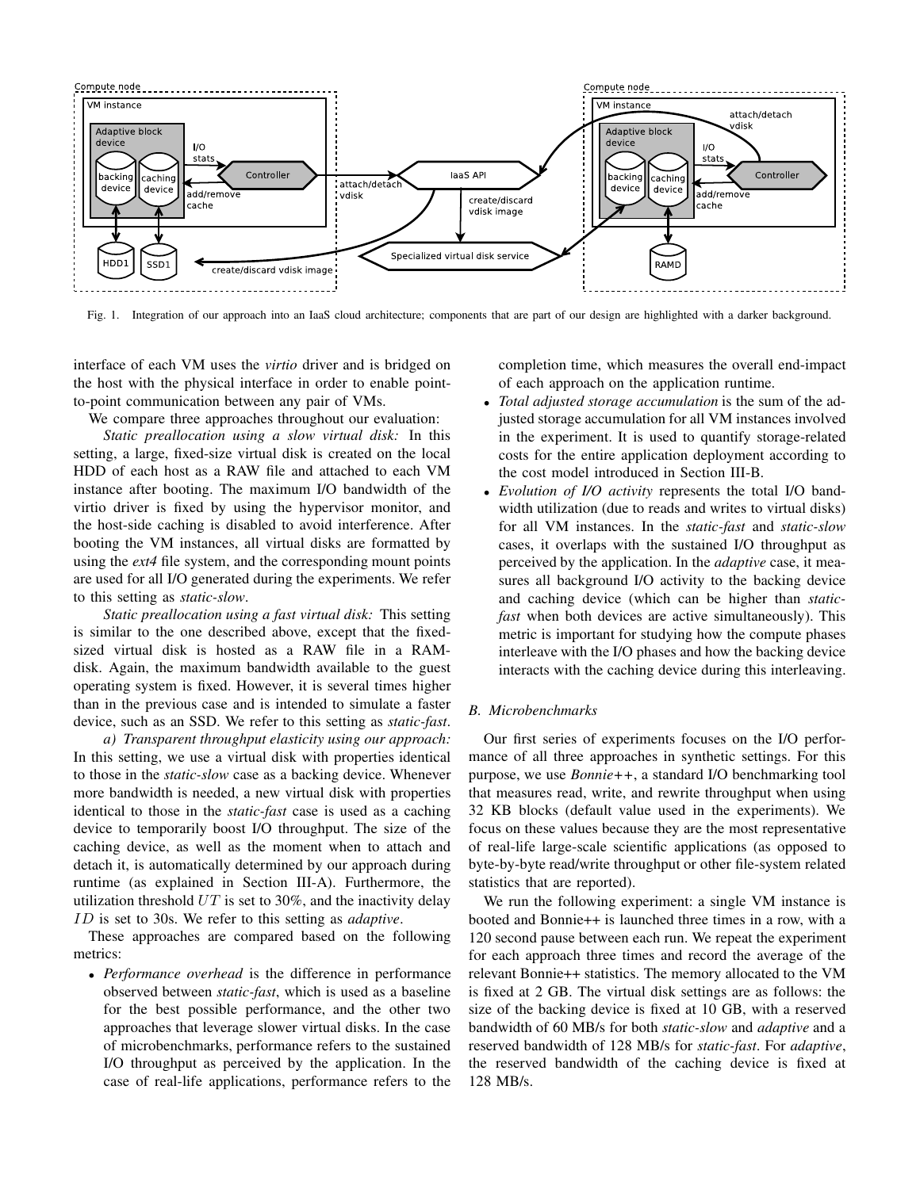Compute node

VM instance

Adaptive block device

backing device

caching device

I/O stats

Controller

add/remove cache

HDD1

SSD1

create/discard vdisk image

attach/detach vdisk

IaaS API

create/discard vdisk image

Specialized virtual disk service

Compute node

VM instance

attach/detach vdisk

Adaptive block device

backing device

caching device

I/O stats

Controller

add/remove cache

RAMD

Fig. 1. Integration of our approach into an IaaS cloud architecture; components that are part of our design are highlighted with a darker background.

interface of each VM uses the *virtio* driver and is bridged on the host with the physical interface in order to enable point-to-point communication between any pair of VMs.

We compare three approaches throughout our evaluation:

*Static preallocation using a slow virtual disk:* In this setting, a large, fixed-size virtual disk is created on the local HDD of each host as a RAW file and attached to each VM instance after booting. The maximum I/O bandwidth of the virtio driver is fixed by using the hypervisor monitor, and the host-side caching is disabled to avoid interference. After booting the VM instances, all virtual disks are formatted by using the *ext4* file system, and the corresponding mount points are used for all I/O generated during the experiments. We refer to this setting as *static-slow*.

*Static preallocation using a fast virtual disk:* This setting is similar to the one described above, except that the fixed-sized virtual disk is hosted as a RAW file in a RAM-disk. Again, the maximum bandwidth available to the guest operating system is fixed. However, it is several times higher than in the previous case and is intended to simulate a faster device, such as an SSD. We refer to this setting as *static-fast*.

*a) Transparent throughput elasticity using our approach:* In this setting, we use a virtual disk with properties identical to those in the *static-slow* case as a backing device. Whenever more bandwidth is needed, a new virtual disk with properties identical to those in the *static-fast* case is used as a caching device to temporarily boost I/O throughput. The size of the caching device, as well as the moment when to attach and detach it, is automatically determined by our approach during runtime (as explained in Section III-A). Furthermore, the utilization threshold $UT$ is set to 30%, and the inactivity delay $ID$ is set to 30s. We refer to this setting as *adaptive*.

These approaches are compared based on the following metrics:

- *Performance overhead* is the difference in performance observed between *static-fast*, which is used as a baseline for the best possible performance, and the other two approaches that leverage slower virtual disks. In the case of microbenchmarks, performance refers to the sustained I/O throughput as perceived by the application. In the case of real-life applications, performance refers to the completion time, which measures the overall end-impact of each approach on the application runtime.
- *Total adjusted storage accumulation* is the sum of the adjusted storage accumulation for all VM instances involved in the experiment. It is used to quantify storage-related costs for the entire application deployment according to the cost model introduced in Section III-B.
- *Evolution of I/O activity* represents the total I/O bandwidth utilization (due to reads and writes to virtual disks) for all VM instances. In the *static-fast* and *static-slow* cases, it overlaps with the sustained I/O throughput as perceived by the application. In the *adaptive* case, it measures all background I/O activity to the backing device and caching device (which can be higher than *static-fast* when both devices are active simultaneously). This metric is important for studying how the compute phases interleave with the I/O phases and how the backing device interacts with the caching device during this interleaving.

### B. Microbenchmarks

Our first series of experiments focuses on the I/O performance of all three approaches in synthetic settings. For this purpose, we use *Bonnie++*, a standard I/O benchmarking tool that measures read, write, and rewrite throughput when using 32 KB blocks (default value used in the experiments). We focus on these values because they are the most representative of real-life large-scale scientific applications (as opposed to byte-by-byte read/write throughput or other file-system related statistics that are reported).

We run the following experiment: a single VM instance is booted and Bonnie++ is launched three times in a row, with a 120 second pause between each run. We repeat the experiment for each approach three times and record the average of the relevant Bonnie++ statistics. The memory allocated to the VM is fixed at 2 GB. The virtual disk settings are as follows: the size of the backing device is fixed at 10 GB, with a reserved bandwidth of 60 MB/s for both *static-slow* and *adaptive* and a reserved bandwidth of 128 MB/s for *static-fast*. For *adaptive*, the reserved bandwidth of the caching device is fixed at 128 MB/s.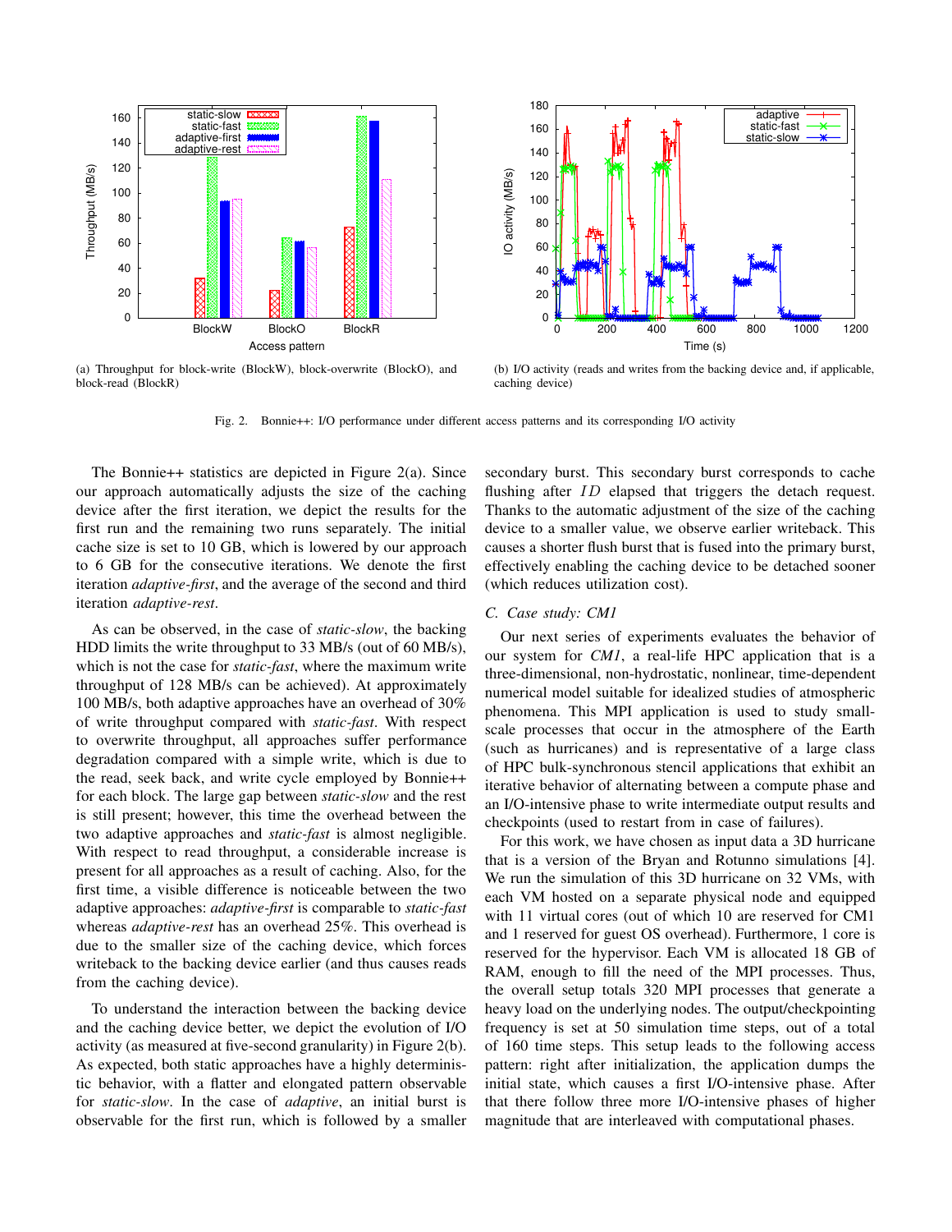static-slow
static-fast
adaptive-first
adaptive-rest

Throughput (MB/s)

0
20
40
60
80
100
120
140
160

BlockW
BlockO
BlockR

Access pattern

(a) Throughput for block-write (BlockW), block-overwrite (BlockO), and block-read (BlockR)

adaptive
static-fast
static-slow

IO activity (MB/s)

0
20
40
60
80
100
120
140
160
180

0
200
400
600
800
1000
1200

Time (s)

(b) I/O activity (reads and writes from the backing device and, if applicable, caching device)

Fig. 2. Bonnie++: I/O performance under different access patterns and its corresponding I/O activity

The Bonnie++ statistics are depicted in Figure 2(a). Since our approach automatically adjusts the size of the caching device after the first iteration, we depict the results for the first run and the remaining two runs separately. The initial cache size is set to 10 GB, which is lowered by our approach to 6 GB for the consecutive iterations. We denote the first iteration *adaptive-first*, and the average of the second and third iteration *adaptive-rest*.

As can be observed, in the case of *static-slow*, the backing HDD limits the write throughput to 33 MB/s (out of 60 MB/s), which is not the case for *static-fast*, where the maximum write throughput of 128 MB/s can be achieved). At approximately 100 MB/s, both adaptive approaches have an overhead of 30% of write throughput compared with *static-fast*. With respect to overwrite throughput, all approaches suffer performance degradation compared with a simple write, which is due to the read, seek back, and write cycle employed by Bonnie++ for each block. The large gap between *static-slow* and the rest is still present; however, this time the overhead between the two adaptive approaches and *static-fast* is almost negligible. With respect to read throughput, a considerable increase is present for all approaches as a result of caching. Also, for the first time, a visible difference is noticeable between the two adaptive approaches: *adaptive-first* is comparable to *static-fast* whereas *adaptive-rest* has an overhead 25%. This overhead is due to the smaller size of the caching device, which forces writeback to the backing device earlier (and thus causes reads from the caching device).

To understand the interaction between the backing device and the caching device better, we depict the evolution of I/O activity (as measured at five-second granularity) in Figure 2(b). As expected, both static approaches have a highly deterministic behavior, with a flatter and elongated pattern observable for *static-slow*. In the case of *adaptive*, an initial burst is observable for the first run, which is followed by a smaller secondary burst. This secondary burst corresponds to cache flushing after $ID$ elapsed that triggers the detach request. Thanks to the automatic adjustment of the size of the caching device to a smaller value, we observe earlier writeback. This causes a shorter flush burst that is fused into the primary burst, effectively enabling the caching device to be detached sooner (which reduces utilization cost).

### C. Case study: CM1

Our next series of experiments evaluates the behavior of our system for *CM1*, a real-life HPC application that is a three-dimensional, non-hydrostatic, nonlinear, time-dependent numerical model suitable for idealized studies of atmospheric phenomena. This MPI application is used to study small-scale processes that occur in the atmosphere of the Earth (such as hurricanes) and is representative of a large class of HPC bulk-synchronous stencil applications that exhibit an iterative behavior of alternating between a compute phase and an I/O-intensive phase to write intermediate output results and checkpoints (used to restart from in case of failures).

For this work, we have chosen as input data a 3D hurricane that is a version of the Bryan and Rotunno simulations [4]. We run the simulation of this 3D hurricane on 32 VMs, with each VM hosted on a separate physical node and equipped with 11 virtual cores (out of which 10 are reserved for CM1 and 1 reserved for guest OS overhead). Furthermore, 1 core is reserved for the hypervisor. Each VM is allocated 18 GB of RAM, enough to fill the need of the MPI processes. Thus, the overall setup totals 320 MPI processes that generate a heavy load on the underlying nodes. The output/checkpointing frequency is set at 50 simulation time steps, out of a total of 160 time steps. This setup leads to the following access pattern: right after initialization, the application dumps the initial state, which causes a first I/O-intensive phase. After that there follow three more I/O-intensive phases of higher magnitude that are interleaved with computational phases.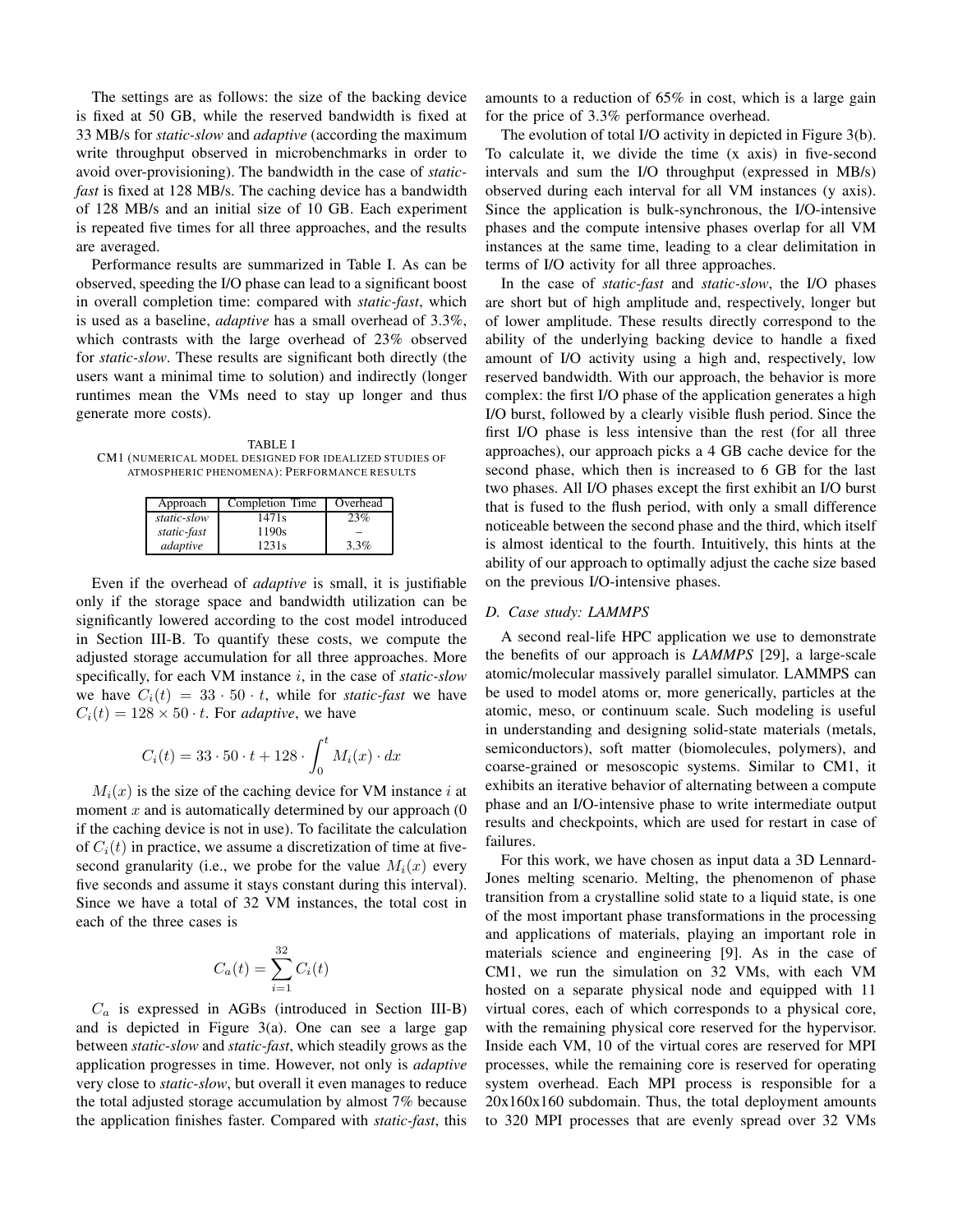The settings are as follows: the size of the backing device is fixed at 50 GB, while the reserved bandwidth is fixed at 33 MB/s for *static-slow* and *adaptive* (according the maximum write throughput observed in microbenchmarks in order to avoid over-provisioning). The bandwidth in the case of *static-fast* is fixed at 128 MB/s. The caching device has a bandwidth of 128 MB/s and an initial size of 10 GB. Each experiment is repeated five times for all three approaches, and the results are averaged.

Performance results are summarized in Table I. As can be observed, speeding the I/O phase can lead to a significant boost in overall completion time: compared with *static-fast*, which is used as a baseline, *adaptive* has a small overhead of 3.3%, which contrasts with the large overhead of 23% observed for *static-slow*. These results are significant both directly (the users want a minimal time to solution) and indirectly (longer runtimes mean the VMs need to stay up longer and thus generate more costs).

TABLE I
CM1 (NUMERICAL MODEL DESIGNED FOR IDEALIZED STUDIES OF ATMOSPHERIC PHENOMENA): PERFORMANCE RESULTS

| Approach | Completion Time | Overhead |
|---|---|---|
| *static-slow* | 1471s | 23% |
| *static-fast* | 1190s | – |
| *adaptive* | 1231s | 3.3% |

Even if the overhead of *adaptive* is small, it is justifiable only if the storage space and bandwidth utilization can be significantly lowered according to the cost model introduced in Section III-B. To quantify these costs, we compute the adjusted storage accumulation for all three approaches. More specifically, for each VM instance $i$, in the case of *static-slow* we have $C_i(t) = 33 \cdot 50 \cdot t$, while for *static-fast* we have $C_i(t) = 128 \times 50 \cdot t$. For *adaptive*, we have

$$C_i(t) = 33 \cdot 50 \cdot t + 128 \cdot \int_0^t M_i(x) \cdot dx$$

$M_i(x)$ is the size of the caching device for VM instance $i$ at moment $x$ and is automatically determined by our approach (0 if the caching device is not in use). To facilitate the calculation of $C_i(t)$ in practice, we assume a discretization of time at five-second granularity (i.e., we probe for the value $M_i(x)$ every five seconds and assume it stays constant during this interval). Since we have a total of 32 VM instances, the total cost in each of the three cases is

$$C_a(t) = \sum_{i=1}^{32} C_i(t)$$

$C_a$ is expressed in AGBs (introduced in Section III-B) and is depicted in Figure 3(a). One can see a large gap between *static-slow* and *static-fast*, which steadily grows as the application progresses in time. However, not only is *adaptive* very close to *static-slow*, but overall it even manages to reduce the total adjusted storage accumulation by almost 7% because the application finishes faster. Compared with *static-fast*, this amounts to a reduction of 65% in cost, which is a large gain for the price of 3.3% performance overhead.

The evolution of total I/O activity in depicted in Figure 3(b). To calculate it, we divide the time (x axis) in five-second intervals and sum the I/O throughput (expressed in MB/s) observed during each interval for all VM instances (y axis). Since the application is bulk-synchronous, the I/O-intensive phases and the compute intensive phases overlap for all VM instances at the same time, leading to a clear delimitation in terms of I/O activity for all three approaches.

In the case of *static-fast* and *static-slow*, the I/O phases are short but of high amplitude and, respectively, longer but of lower amplitude. These results directly correspond to the ability of the underlying backing device to handle a fixed amount of I/O activity using a high and, respectively, low reserved bandwidth. With our approach, the behavior is more complex: the first I/O phase of the application generates a high I/O burst, followed by a clearly visible flush period. Since the first I/O phase is less intensive than the rest (for all three approaches), our approach picks a 4 GB cache device for the second phase, which then is increased to 6 GB for the last two phases. All I/O phases except the first exhibit an I/O burst that is fused to the flush period, with only a small difference noticeable between the second phase and the third, which itself is almost identical to the fourth. Intuitively, this hints at the ability of our approach to optimally adjust the cache size based on the previous I/O-intensive phases.

### D. Case study: LAMMPS

A second real-life HPC application we use to demonstrate the benefits of our approach is *LAMMPS* [29], a large-scale atomic/molecular massively parallel simulator. LAMMPS can be used to model atoms or, more generically, particles at the atomic, meso, or continuum scale. Such modeling is useful in understanding and designing solid-state materials (metals, semiconductors), soft matter (biomolecules, polymers), and coarse-grained or mesoscopic systems. Similar to CM1, it exhibits an iterative behavior of alternating between a compute phase and an I/O-intensive phase to write intermediate output results and checkpoints, which are used for restart in case of failures.

For this work, we have chosen as input data a 3D Lennard-Jones melting scenario. Melting, the phenomenon of phase transition from a crystalline solid state to a liquid state, is one of the most important phase transformations in the processing and applications of materials, playing an important role in materials science and engineering [9]. As in the case of CM1, we run the simulation on 32 VMs, with each VM hosted on a separate physical node and equipped with 11 virtual cores, each of which corresponds to a physical core, with the remaining physical core reserved for the hypervisor. Inside each VM, 10 of the virtual cores are reserved for MPI processes, while the remaining core is reserved for operating system overhead. Each MPI process is responsible for a 20x160x160 subdomain. Thus, the total deployment amounts to 320 MPI processes that are evenly spread over 32 VMs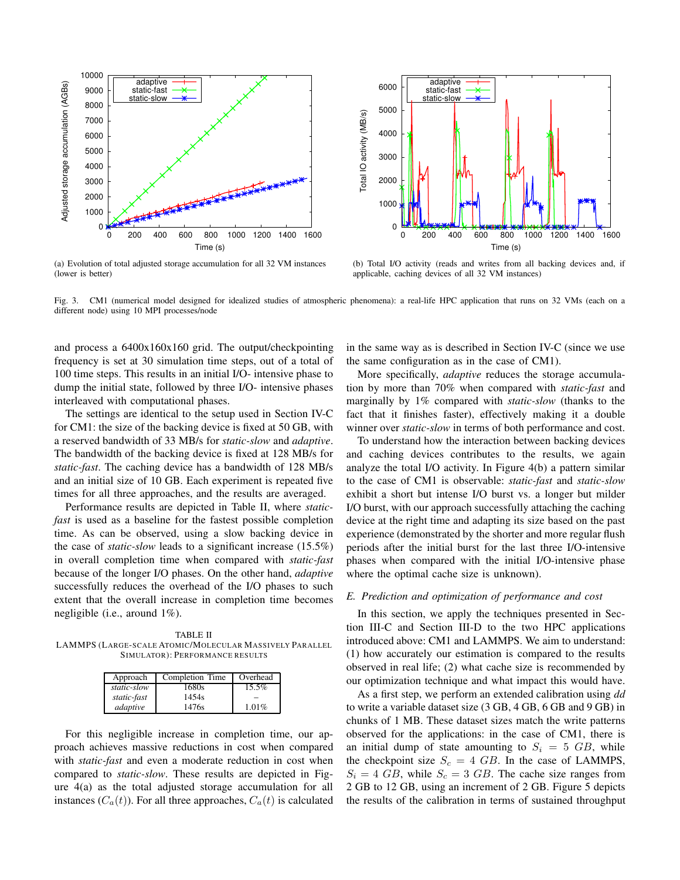(a) Evolution of total adjusted storage accumulation for all 32 VM instances (lower is better)

(b) Total I/O activity (reads and writes from all backing devices and, if applicable, caching devices of all 32 VM instances)

Fig. 3. CM1 (numerical model designed for idealized studies of atmospheric phenomena): a real-life HPC application that runs on 32 VMs (each on a different node) using 10 MPI processes/node

and process a 6400x160x160 grid. The output/checkpointing frequency is set at 30 simulation time steps, out of a total of 100 time steps. This results in an initial I/O- intensive phase to dump the initial state, followed by three I/O- intensive phases interleaved with computational phases.

The settings are identical to the setup used in Section IV-C for CM1: the size of the backing device is fixed at 50 GB, with a reserved bandwidth of 33 MB/s for *static-slow* and *adaptive*. The bandwidth of the backing device is fixed at 128 MB/s for *static-fast*. The caching device has a bandwidth of 128 MB/s and an initial size of 10 GB. Each experiment is repeated five times for all three approaches, and the results are averaged.

Performance results are depicted in Table II, where *static-fast* is used as a baseline for the fastest possible completion time. As can be observed, using a slow backing device in the case of *static-slow* leads to a significant increase (15.5%) in overall completion time when compared with *static-fast* because of the longer I/O phases. On the other hand, *adaptive* successfully reduces the overhead of the I/O phases to such extent that the overall increase in completion time becomes negligible (i.e., around 1%).

TABLE II
LAMMPS (LARGE-SCALE ATOMIC/MOLECULAR MASSIVELY PARALLEL SIMULATOR): PERFORMANCE RESULTS

| Approach | Completion Time | Overhead |
|---|---|---|
| *static-slow* | 1680s | 15.5% |
| *static-fast* | 1454s | – |
| *adaptive* | 1476s | 1.01% |

For this negligible increase in completion time, our approach achieves massive reductions in cost when compared with *static-fast* and even a moderate reduction in cost when compared to *static-slow*. These results are depicted in Figure 4(a) as the total adjusted storage accumulation for all instances ($C_a(t)$). For all three approaches, $C_a(t)$ is calculated in the same way as is described in Section IV-C (since we use the same configuration as in the case of CM1).

More specifically, *adaptive* reduces the storage accumulation by more than 70% when compared with *static-fast* and marginally by 1% compared with *static-slow* (thanks to the fact that it finishes faster), effectively making it a double winner over *static-slow* in terms of both performance and cost.

To understand how the interaction between backing devices and caching devices contributes to the results, we again analyze the total I/O activity. In Figure 4(b) a pattern similar to the case of CM1 is observable: *static-fast* and *static-slow* exhibit a short but intense I/O burst vs. a longer but milder I/O burst, with our approach successfully attaching the caching device at the right time and adapting its size based on the past experience (demonstrated by the shorter and more regular flush periods after the initial burst for the last three I/O-intensive phases when compared with the initial I/O-intensive phase where the optimal cache size is unknown).

### *E. Prediction and optimization of performance and cost*

In this section, we apply the techniques presented in Section III-C and Section III-D to the two HPC applications introduced above: CM1 and LAMMPS. We aim to understand: (1) how accurately our estimation is compared to the results observed in real life; (2) what cache size is recommended by our optimization technique and what impact this would have.

As a first step, we perform an extended calibration using *dd* to write a variable dataset size (3 GB, 4 GB, 6 GB and 9 GB) in chunks of 1 MB. These dataset sizes match the write patterns observed for the applications: in the case of CM1, there is an initial dump of state amounting to $S_i = 5\ GB$, while the checkpoint size $S_c = 4\ GB$. In the case of LAMMPS, $S_i = 4\ GB$, while $S_c = 3\ GB$. The cache size ranges from 2 GB to 12 GB, using an increment of 2 GB. Figure 5 depicts the results of the calibration in terms of sustained throughput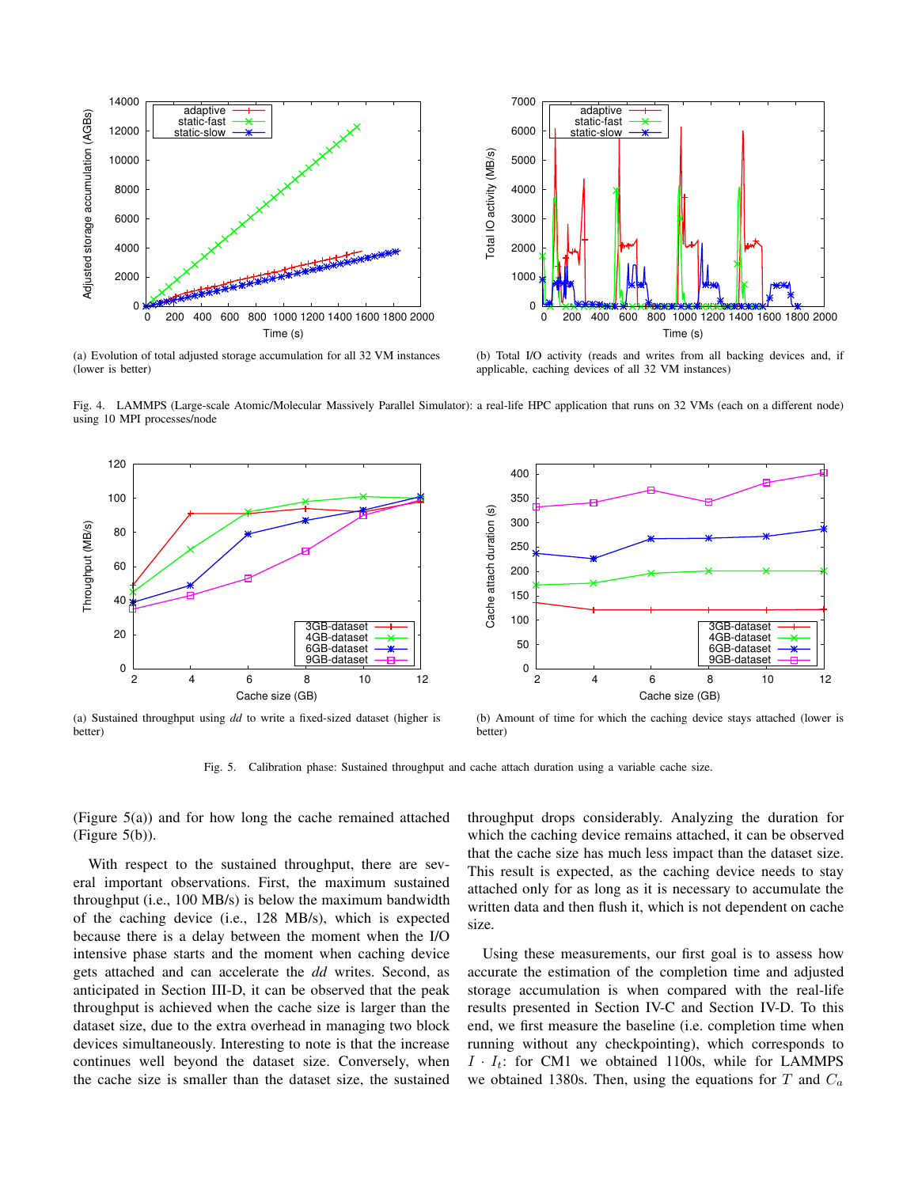(a) Evolution of total adjusted storage accumulation for all 32 VM instances (lower is better)

(b) Total I/O activity (reads and writes from all backing devices and, if applicable, caching devices of all 32 VM instances)

Fig. 4. LAMMPS (Large-scale Atomic/Molecular Massively Parallel Simulator): a real-life HPC application that runs on 32 VMs (each on a different node) using 10 MPI processes/node

(a) Sustained throughput using *dd* to write a fixed-sized dataset (higher is better)

(b) Amount of time for which the caching device stays attached (lower is better)

Fig. 5. Calibration phase: Sustained throughput and cache attach duration using a variable cache size.

(Figure 5(a)) and for how long the cache remained attached (Figure 5(b)).

With respect to the sustained throughput, there are several important observations. First, the maximum sustained throughput (i.e., 100 MB/s) is below the maximum bandwidth of the caching device (i.e., 128 MB/s), which is expected because there is a delay between the moment when the I/O intensive phase starts and the moment when caching device gets attached and can accelerate the *dd* writes. Second, as anticipated in Section III-D, it can be observed that the peak throughput is achieved when the cache size is larger than the dataset size, due to the extra overhead in managing two block devices simultaneously. Interesting to note is that the increase continues well beyond the dataset size. Conversely, when the cache size is smaller than the dataset size, the sustained throughput drops considerably. Analyzing the duration for which the caching device remains attached, it can be observed that the cache size has much less impact than the dataset size. This result is expected, as the caching device needs to stay attached only for as long as it is necessary to accumulate the written data and then flush it, which is not dependent on cache size.

Using these measurements, our first goal is to assess how accurate the estimation of the completion time and adjusted storage accumulation is when compared with the real-life results presented in Section IV-C and Section IV-D. To this end, we first measure the baseline (i.e. completion time when running without any checkpointing), which corresponds to $I \cdot I_t$: for CM1 we obtained 1100s, while for LAMMPS we obtained 1380s. Then, using the equations for $T$ and $C_a$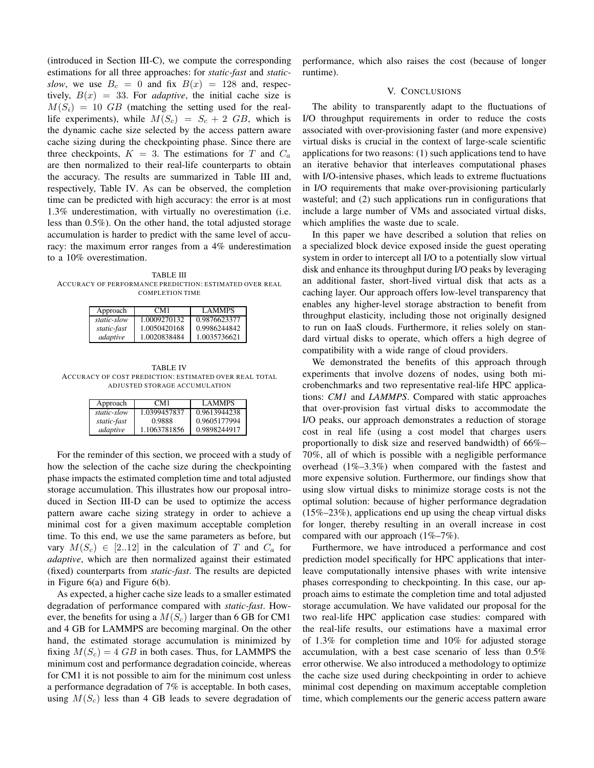(introduced in Section III-C), we compute the corresponding estimations for all three approaches: for *static-fast* and *static-slow*, we use $B_c = 0$ and fix $B(x) = 128$ and, respectively, $B(x) = 33$. For *adaptive*, the initial cache size is $M(S_i) = 10\ GB$ (matching the setting used for the real-life experiments), while $M(S_c) = S_c + 2\ GB$, which is the dynamic cache size selected by the access pattern aware cache sizing during the checkpointing phase. Since there are three checkpoints, $K = 3$. The estimations for $T$ and $C_a$ are then normalized to their real-life counterparts to obtain the accuracy. The results are summarized in Table III and, respectively, Table IV. As can be observed, the completion time can be predicted with high accuracy: the error is at most 1.3% underestimation, with virtually no overestimation (i.e. less than 0.5%). On the other hand, the total adjusted storage accumulation is harder to predict with the same level of accuracy: the maximum error ranges from a 4% underestimation to a 10% overestimation.

TABLE III
ACCURACY OF PERFORMANCE PREDICTION: ESTIMATED OVER REAL COMPLETION TIME

| Approach | CM1 | LAMMPS |
|---|---|---|
| *static-slow* | 1.0009270132 | 0.9876623377 |
| *static-fast* | 1.0050420168 | 0.9986244842 |
| *adaptive* | 1.0020838484 | 1.0035736621 |

TABLE IV
ACCURACY OF COST PREDICTION: ESTIMATED OVER REAL TOTAL ADJUSTED STORAGE ACCUMULATION

| Approach | CM1 | LAMMPS |
|---|---|---|
| *static-slow* | 1.0399457837 | 0.9613944238 |
| *static-fast* | 0.9888 | 0.9605177994 |
| *adaptive* | 1.1063781856 | 0.9898244917 |

For the reminder of this section, we proceed with a study of how the selection of the cache size during the checkpointing phase impacts the estimated completion time and total adjusted storage accumulation. This illustrates how our proposal introduced in Section III-D can be used to optimize the access pattern aware cache sizing strategy in order to achieve a minimal cost for a given maximum acceptable completion time. To this end, we use the same parameters as before, but vary $M(S_c) \in [2..12]$ in the calculation of $T$ and $C_a$ for *adaptive*, which are then normalized against their estimated (fixed) counterparts from *static-fast*. The results are depicted in Figure 6(a) and Figure 6(b).

As expected, a higher cache size leads to a smaller estimated degradation of performance compared with *static-fast*. However, the benefits for using a $M(S_c)$ larger than 6 GB for CM1 and 4 GB for LAMMPS are becoming marginal. On the other hand, the estimated storage accumulation is minimized by fixing $M(S_c) = 4\ GB$ in both cases. Thus, for LAMMPS the minimum cost and performance degradation coincide, whereas for CM1 it is not possible to aim for the minimum cost unless a performance degradation of 7% is acceptable. In both cases, using $M(S_c)$ less than 4 GB leads to severe degradation of performance, which also raises the cost (because of longer runtime).

## V. CONCLUSIONS

The ability to transparently adapt to the fluctuations of I/O throughput requirements in order to reduce the costs associated with over-provisioning faster (and more expensive) virtual disks is crucial in the context of large-scale scientific applications for two reasons: (1) such applications tend to have an iterative behavior that interleaves computational phases with I/O-intensive phases, which leads to extreme fluctuations in I/O requirements that make over-provisioning particularly wasteful; and (2) such applications run in configurations that include a large number of VMs and associated virtual disks, which amplifies the waste due to scale.

In this paper we have described a solution that relies on a specialized block device exposed inside the guest operating system in order to intercept all I/O to a potentially slow virtual disk and enhance its throughput during I/O peaks by leveraging an additional faster, short-lived virtual disk that acts as a caching layer. Our approach offers low-level transparency that enables any higher-level storage abstraction to benefit from throughput elasticity, including those not originally designed to run on IaaS clouds. Furthermore, it relies solely on standard virtual disks to operate, which offers a high degree of compatibility with a wide range of cloud providers.

We demonstrated the benefits of this approach through experiments that involve dozens of nodes, using both microbenchmarks and two representative real-life HPC applications: *CM1* and *LAMMPS*. Compared with static approaches that over-provision fast virtual disks to accommodate the I/O peaks, our approach demonstrates a reduction of storage cost in real life (using a cost model that charges users proportionally to disk size and reserved bandwidth) of 66%–70%, all of which is possible with a negligible performance overhead (1%–3.3%) when compared with the fastest and more expensive solution. Furthermore, our findings show that using slow virtual disks to minimize storage costs is not the optimal solution: because of higher performance degradation (15%–23%), applications end up using the cheap virtual disks for longer, thereby resulting in an overall increase in cost compared with our approach (1%–7%).

Furthermore, we have introduced a performance and cost prediction model specifically for HPC applications that interleave computationally intensive phases with write intensive phases corresponding to checkpointing. In this case, our approach aims to estimate the completion time and total adjusted storage accumulation. We have validated our proposal for the two real-life HPC application case studies: compared with the real-life results, our estimations have a maximal error of 1.3% for completion time and 10% for adjusted storage accumulation, with a best case scenario of less than 0.5% error otherwise. We also introduced a methodology to optimize the cache size used during checkpointing in order to achieve minimal cost depending on maximum acceptable completion time, which complements our the generic access pattern aware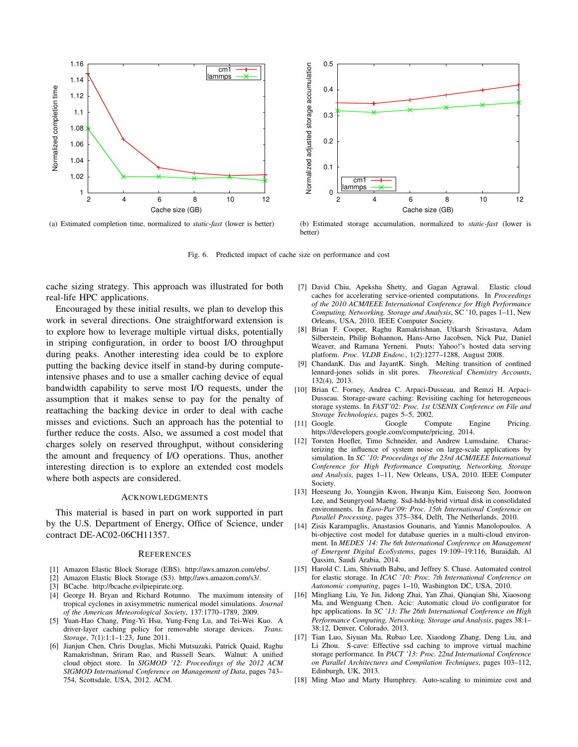(a) Estimated completion time, normalized to *static-fast* (lower is better)

(b) Estimated storage accumulation, normalized to *static-fast* (lower is better)

Fig. 6. Predicted impact of cache size on performance and cost

cache sizing strategy. This approach was illustrated for both real-life HPC applications.

Encouraged by these initial results, we plan to develop this work in several directions. One straightforward extension is to explore how to leverage multiple virtual disks, potentially in striping configuration, in order to boost I/O throughput during peaks. Another interesting idea could be to explore putting the backing device itself in stand-by during compute-intensive phases and to use a smaller caching device of equal bandwidth capability to serve most I/O requests, under the assumption that it makes sense to pay for the penalty of reattaching the backing device in order to deal with cache misses and evictions. Such an approach has the potential to further reduce the costs. Also, we assumed a cost model that charges solely on reserved throughput, without considering the amount and frequency of I/O operations. Thus, another interesting direction is to explore an extended cost models where both aspects are considered.

## Acknowledgments

This material is based in part on work supported in part by the U.S. Department of Energy, Office of Science, under contract DE-AC02-06CH11357.

## References

[1] Amazon Elastic Block Storage (EBS). http://aws.amazon.com/ebs/.

[2] Amazon Elastic Block Storage (S3). http://aws.amazon.com/s3/.

[3] BCache. http://bcache.evilpiepirate.org.

[4] George H. Bryan and Richard Rotunno. The maximum intensity of tropical cyclones in axisymmetric numerical model simulations. *Journal of the American Meteorological Society*, 137:1770–1789, 2009.

[5] Yuan-Hao Chang, Ping-Yi Hsu, Yung-Feng Lu, and Tei-Wei Kuo. A driver-layer caching policy for removable storage devices. *Trans. Storage*, 7(1):1:1–1:23, June 2011.

[6] Jianjun Chen, Chris Douglas, Michi Mutsuzaki, Patrick Quaid, Raghu Ramakrishnan, Sriram Rao, and Russell Sears. Walnut: A unified cloud object store. In *SIGMOD '12: Proceedings of the 2012 ACM SIGMOD International Conference on Management of Data*, pages 743–754, Scottsdale, USA, 2012. ACM.

[7] David Chiu, Apeksha Shetty, and Gagan Agrawal. Elastic cloud caches for accelerating service-oriented computations. In *Proceedings of the 2010 ACM/IEEE International Conference for High Performance Computing, Networking, Storage and Analysis*, SC '10, pages 1–11, New Orleans, USA, 2010. IEEE Computer Society.

[8] Brian F. Cooper, Raghu Ramakrishnan, Utkarsh Srivastava, Adam Silberstein, Philip Bohannon, Hans-Arno Jacobsen, Nick Puz, Daniel Weaver, and Ramana Yerneni. Pnuts: Yahoo!'s hosted data serving platform. *Proc. VLDB Endow.*, 1(2):1277–1288, August 2008.

[9] ChandanK. Das and JayantK. Singh. Melting transition of confined lennard-jones solids in slit pores. *Theoretical Chemistry Accounts*, 132(4), 2013.

[10] Brian C. Forney, Andrea C. Arpaci-Dusseau, and Remzi H. Arpaci-Dusseau. Storage-aware caching: Revisiting caching for heterogeneous storage systems. In *FAST'02: Proc. 1st USENIX Conference on File and Storage Technologies*, pages 5–5, 2002.

[11] Google. Google Compute Engine Pricing. https://developers.google.com/compute/pricing, 2014.

[12] Torsten Hoefler, Timo Schneider, and Andrew Lumsdaine. Characterizing the influence of system noise on large-scale applications by simulation. In *SC '10: Proceedings of the 23rd ACM/IEEE International Conference for High Performance Computing, Networking, Storage and Analysis*, pages 1–11, New Orleans, USA, 2010. IEEE Computer Society.

[13] Heeseung Jo, Youngjin Kwon, Hwanju Kim, Euiseong Seo, Joonwon Lee, and Seungryoul Maeng. Ssd-hdd-hybrid virtual disk in consolidated environments. In *Euro-Par'09: Proc. 15th International Conference on Parallel Processing*, pages 375–384, Delft, The Netherlands, 2010.

[14] Zisis Karampaglis, Anastasios Gounaris, and Yannis Manolopoulos. A bi-objective cost model for database queries in a multi-cloud environment. In *MEDES '14: The 6th International Conference on Management of Emergent Digital EcoSystems*, pages 19:109–19:116, Buraidah, Al Qassim, Saudi Arabia, 2014.

[15] Harold C. Lim, Shivnath Babu, and Jeffrey S. Chase. Automated control for elastic storage. In *ICAC '10: Proc. 7th International Conference on Autonomic computing*, pages 1–10, Washington DC, USA, 2010.

[16] Mingliang Liu, Ye Jin, Jidong Zhai, Yan Zhai, Qianqian Shi, Xiaosong Ma, and Wenguang Chen. Acic: Automatic cloud i/o configurator for hpc applications. In *SC '13: The 26th International Conference on High Performance Computing, Networking, Storage and Analysis*, pages 38:1–38:12, Denver, Colorado, 2013.

[17] Tian Luo, Siyuan Ma, Rubao Lee, Xiaodong Zhang, Deng Liu, and Li Zhou. S-cave: Effective ssd caching to improve virtual machine storage performance. In *PACT '13: Proc. 22nd International Conference on Parallel Architectures and Compilation Techniques*, pages 103–112, Edinburgh, UK, 2013.

[18] Ming Mao and Marty Humphrey. Auto-scaling to minimize cost and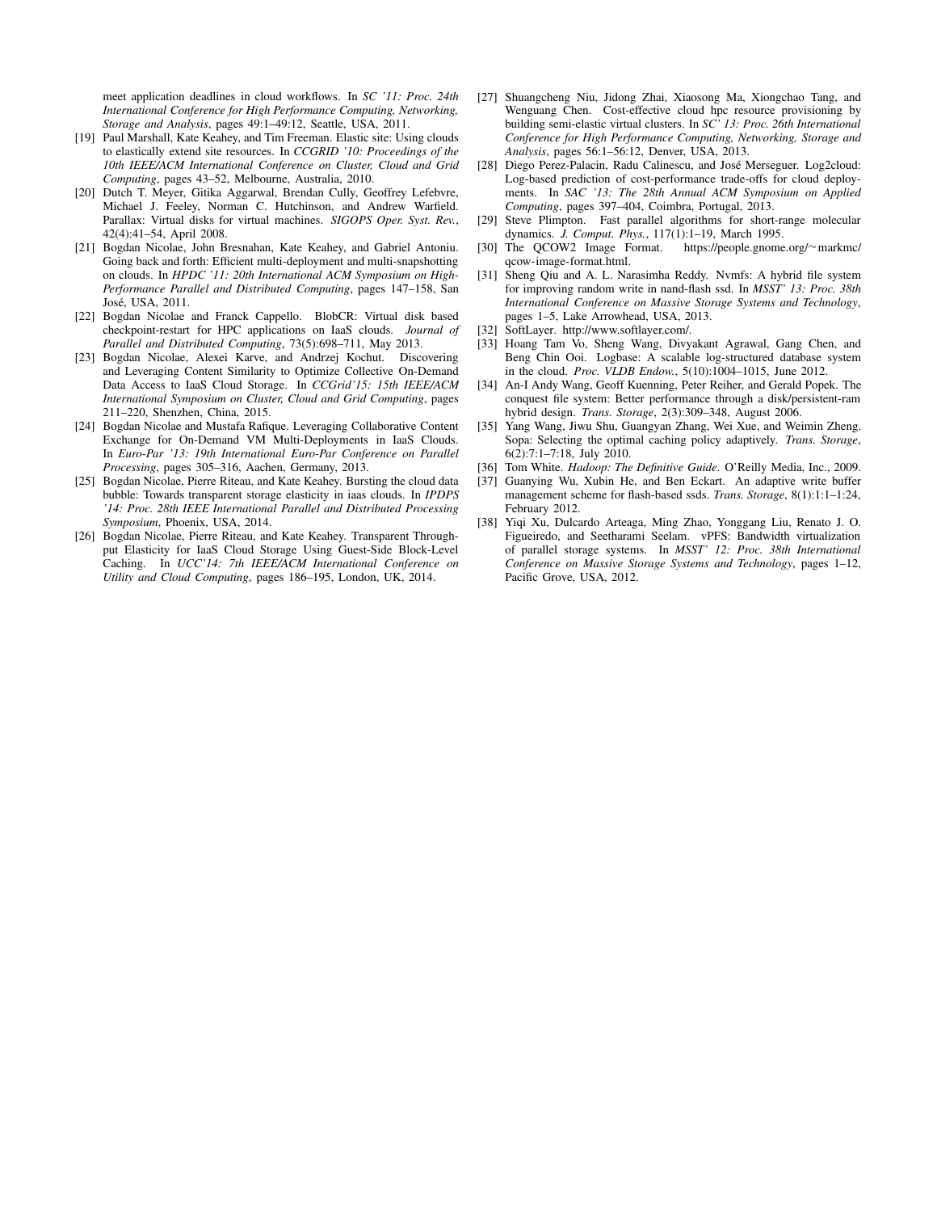meet application deadlines in cloud workflows. In *SC '11: Proc. 24th International Conference for High Performance Computing, Networking, Storage and Analysis*, pages 49:1–49:12, Seattle, USA, 2011.

[19] Paul Marshall, Kate Keahey, and Tim Freeman. Elastic site: Using clouds to elastically extend site resources. In *CCGRID '10: Proceedings of the 10th IEEE/ACM International Conference on Cluster, Cloud and Grid Computing*, pages 43–52, Melbourne, Australia, 2010.

[20] Dutch T. Meyer, Gitika Aggarwal, Brendan Cully, Geoffrey Lefebvre, Michael J. Feeley, Norman C. Hutchinson, and Andrew Warfield. Parallax: Virtual disks for virtual machines. *SIGOPS Oper. Syst. Rev.*, 42(4):41–54, April 2008.

[21] Bogdan Nicolae, John Bresnahan, Kate Keahey, and Gabriel Antoniu. Going back and forth: Efficient multi-deployment and multi-snapshotting on clouds. In *HPDC '11: 20th International ACM Symposium on High-Performance Parallel and Distributed Computing*, pages 147–158, San José, USA, 2011.

[22] Bogdan Nicolae and Franck Cappello. BlobCR: Virtual disk based checkpoint-restart for HPC applications on IaaS clouds. *Journal of Parallel and Distributed Computing*, 73(5):698–711, May 2013.

[23] Bogdan Nicolae, Alexei Karve, and Andrzej Kochut. Discovering and Leveraging Content Similarity to Optimize Collective On-Demand Data Access to IaaS Cloud Storage. In *CCGrid'15: 15th IEEE/ACM International Symposium on Cluster, Cloud and Grid Computing*, pages 211–220, Shenzhen, China, 2015.

[24] Bogdan Nicolae and Mustafa Rafique. Leveraging Collaborative Content Exchange for On-Demand VM Multi-Deployments in IaaS Clouds. In *Euro-Par '13: 19th International Euro-Par Conference on Parallel Processing*, pages 305–316, Aachen, Germany, 2013.

[25] Bogdan Nicolae, Pierre Riteau, and Kate Keahey. Bursting the cloud data bubble: Towards transparent storage elasticity in iaas clouds. In *IPDPS '14: Proc. 28th IEEE International Parallel and Distributed Processing Symposium*, Phoenix, USA, 2014.

[26] Bogdan Nicolae, Pierre Riteau, and Kate Keahey. Transparent Throughput Elasticity for IaaS Cloud Storage Using Guest-Side Block-Level Caching. In *UCC'14: 7th IEEE/ACM International Conference on Utility and Cloud Computing*, pages 186–195, London, UK, 2014.

[27] Shuangcheng Niu, Jidong Zhai, Xiaosong Ma, Xiongchao Tang, and Wenguang Chen. Cost-effective cloud hpc resource provisioning by building semi-elastic virtual clusters. In *SC' 13: Proc. 26th International Conference for High Performance Computing, Networking, Storage and Analysis*, pages 56:1–56:12, Denver, USA, 2013.

[28] Diego Perez-Palacin, Radu Calinescu, and José Merseguer. Log2cloud: Log-based prediction of cost-performance trade-offs for cloud deployments. In *SAC '13: The 28th Annual ACM Symposium on Applied Computing*, pages 397–404, Coimbra, Portugal, 2013.

[29] Steve Plimpton. Fast parallel algorithms for short-range molecular dynamics. *J. Comput. Phys.*, 117(1):1–19, March 1995.

[30] The QCOW2 Image Format. https://people.gnome.org/~markmc/qcow-image-format.html.

[31] Sheng Qiu and A. L. Narasimha Reddy. Nvmfs: A hybrid file system for improving random write in nand-flash ssd. In *MSST' 13: Proc. 38th International Conference on Massive Storage Systems and Technology*, pages 1–5, Lake Arrowhead, USA, 2013.

[32] SoftLayer. http://www.softlayer.com/.

[33] Hoang Tam Vo, Sheng Wang, Divyakant Agrawal, Gang Chen, and Beng Chin Ooi. Logbase: A scalable log-structured database system in the cloud. *Proc. VLDB Endow.*, 5(10):1004–1015, June 2012.

[34] An-I Andy Wang, Geoff Kuenning, Peter Reiher, and Gerald Popek. The conquest file system: Better performance through a disk/persistent-ram hybrid design. *Trans. Storage*, 2(3):309–348, August 2006.

[35] Yang Wang, Jiwu Shu, Guangyan Zhang, Wei Xue, and Weimin Zheng. Sopa: Selecting the optimal caching policy adaptively. *Trans. Storage*, 6(2):7:1–7:18, July 2010.

[36] Tom White. *Hadoop: The Definitive Guide*. O'Reilly Media, Inc., 2009.

[37] Guanying Wu, Xubin He, and Ben Eckart. An adaptive write buffer management scheme for flash-based ssds. *Trans. Storage*, 8(1):1:1–1:24, February 2012.

[38] Yiqi Xu, Dulcardo Arteaga, Ming Zhao, Yonggang Liu, Renato J. O. Figueiredo, and Seetharami Seelam. vPFS: Bandwidth virtualization of parallel storage systems. In *MSST' 12: Proc. 38th International Conference on Massive Storage Systems and Technology*, pages 1–12, Pacific Grove, USA, 2012.